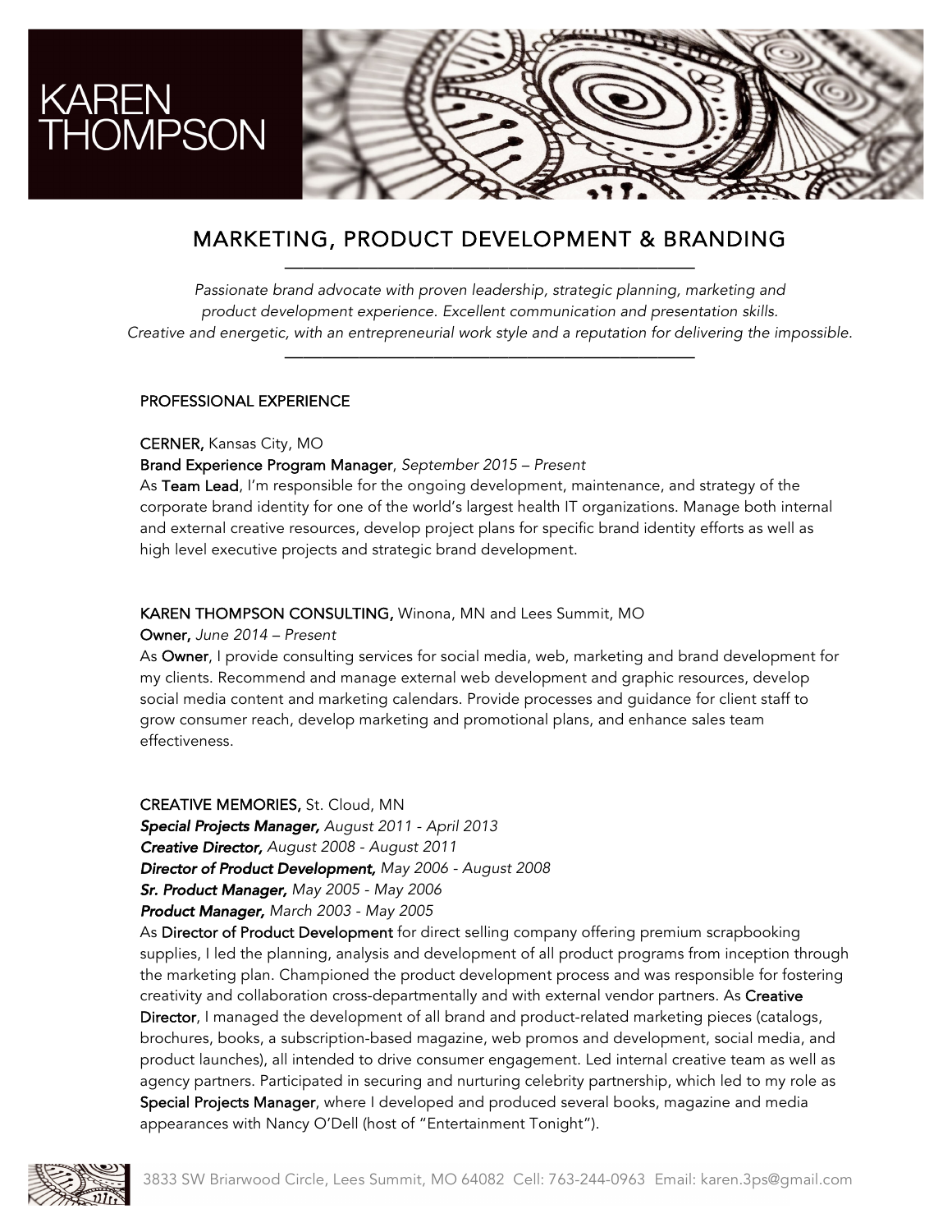# KAREN THOMPSON

## MARKETING, PRODUCT DEVELOPMENT & BRANDING

*Passionate brand advocate with proven leadership, strategic planning, marketing and product development experience. Excellent communication and presentation skills. Creative and energetic, with an entrepreneurial work style and a reputation for delivering the impossible.*

### PROFESSIONAL EXPERIENCE

**CERNER,** Kansas City, MO
**Brand Experience Program Manager**, *September 2015 – Present*
As **Team Lead**, I'm responsible for the ongoing development, maintenance, and strategy of the corporate brand identity for one of the world's largest health IT organizations. Manage both internal and external creative resources, develop project plans for specific brand identity efforts as well as high level executive projects and strategic brand development.

**KAREN THOMPSON CONSULTING,** Winona, MN and Lees Summit, MO
**Owner,** *June 2014 – Present*
As **Owner**, I provide consulting services for social media, web, marketing and brand development for my clients. Recommend and manage external web development and graphic resources, develop social media content and marketing calendars. Provide processes and guidance for client staff to grow consumer reach, develop marketing and promotional plans, and enhance sales team effectiveness.

**CREATIVE MEMORIES,** St. Cloud, MN
***Special Projects Manager,*** *August 2011 - April 2013*
***Creative Director,*** *August 2008 - August 2011*
***Director of Product Development,*** *May 2006 - August 2008*
***Sr. Product Manager,*** *May 2005 - May 2006*
***Product Manager,*** *March 2003 - May 2005*
As **Director of Product Development** for direct selling company offering premium scrapbooking supplies, I led the planning, analysis and development of all product programs from inception through the marketing plan. Championed the product development process and was responsible for fostering creativity and collaboration cross-departmentally and with external vendor partners. As **Creative Director**, I managed the development of all brand and product-related marketing pieces (catalogs, brochures, books, a subscription-based magazine, web promos and development, social media, and product launches), all intended to drive consumer engagement. Led internal creative team as well as agency partners. Participated in securing and nurturing celebrity partnership, which led to my role as **Special Projects Manager**, where I developed and produced several books, magazine and media appearances with Nancy O'Dell (host of "Entertainment Tonight").

3833 SW Briarwood Circle, Lees Summit, MO 64082 Cell: 763-244-0963 Email: karen.3ps@gmail.com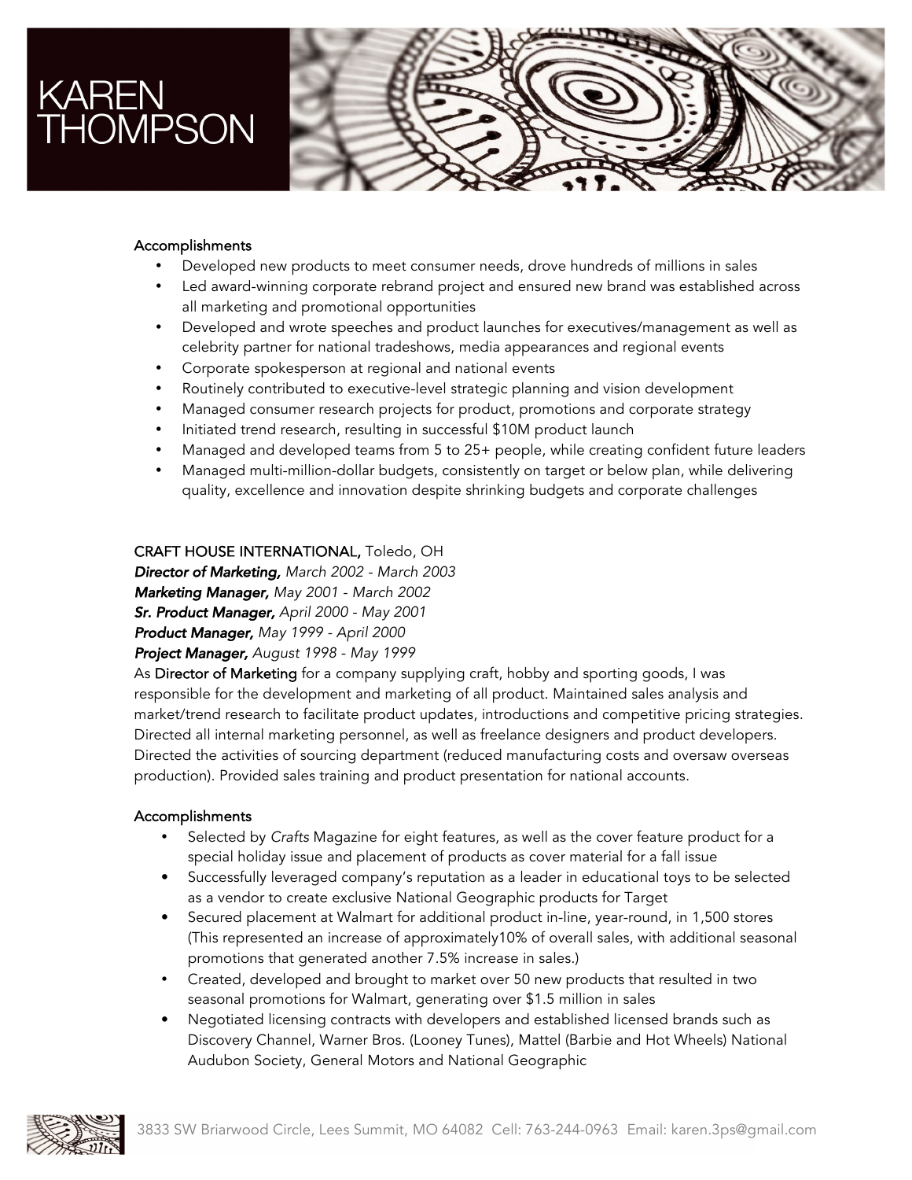### Accomplishments

- Developed new products to meet consumer needs, drove hundreds of millions in sales
- Led award-winning corporate rebrand project and ensured new brand was established across all marketing and promotional opportunities
- Developed and wrote speeches and product launches for executives/management as well as celebrity partner for national tradeshows, media appearances and regional events
- Corporate spokesperson at regional and national events
- Routinely contributed to executive-level strategic planning and vision development
- Managed consumer research projects for product, promotions and corporate strategy
- Initiated trend research, resulting in successful $10M product launch
- Managed and developed teams from 5 to 25+ people, while creating confident future leaders
- Managed multi-million-dollar budgets, consistently on target or below plan, while delivering quality, excellence and innovation despite shrinking budgets and corporate challenges

## CRAFT HOUSE INTERNATIONAL, Toledo, OH

***Director of Marketing,*** *March 2002 - March 2003*
***Marketing Manager,*** *May 2001 - March 2002*
***Sr. Product Manager,*** *April 2000 - May 2001*
***Product Manager,*** *May 1999 - April 2000*
***Project Manager,*** *August 1998 - May 1999*

As **Director of Marketing** for a company supplying craft, hobby and sporting goods, I was responsible for the development and marketing of all product. Maintained sales analysis and market/trend research to facilitate product updates, introductions and competitive pricing strategies. Directed all internal marketing personnel, as well as freelance designers and product developers. Directed the activities of sourcing department (reduced manufacturing costs and oversaw overseas production). Provided sales training and product presentation for national accounts.

### Accomplishments

- Selected by *Crafts* Magazine for eight features, as well as the cover feature product for a special holiday issue and placement of products as cover material for a fall issue
- Successfully leveraged company's reputation as a leader in educational toys to be selected as a vendor to create exclusive National Geographic products for Target
- Secured placement at Walmart for additional product in-line, year-round, in 1,500 stores (This represented an increase of approximately10% of overall sales, with additional seasonal promotions that generated another 7.5% increase in sales.)
- Created, developed and brought to market over 50 new products that resulted in two seasonal promotions for Walmart, generating over $1.5 million in sales
- Negotiated licensing contracts with developers and established licensed brands such as Discovery Channel, Warner Bros. (Looney Tunes), Mattel (Barbie and Hot Wheels) National Audubon Society, General Motors and National Geographic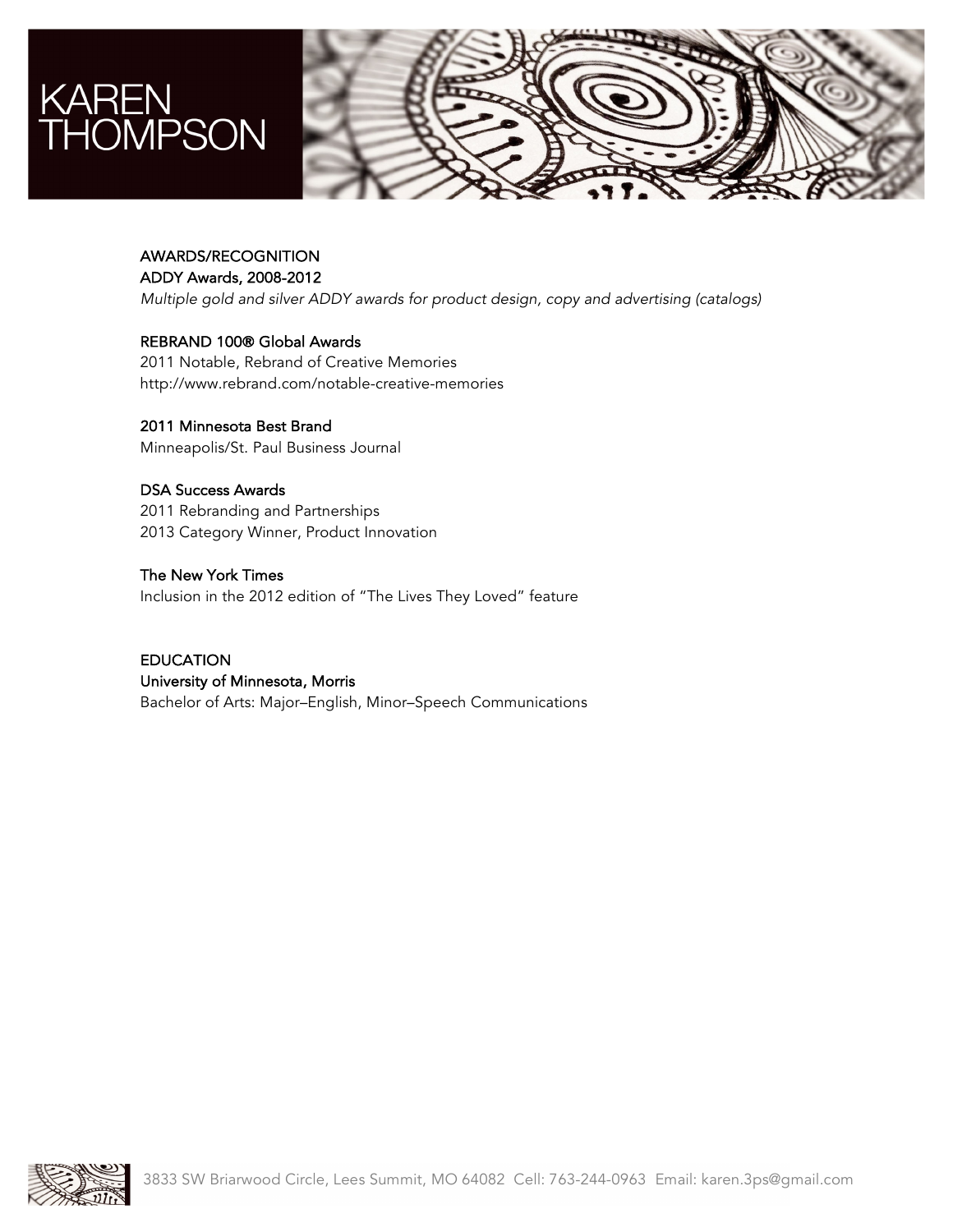# KAREN THOMPSON

## AWARDS/RECOGNITION

**ADDY Awards, 2008-2012**
*Multiple gold and silver ADDY awards for product design, copy and advertising (catalogs)*

**REBRAND 100® Global Awards**
2011 Notable, Rebrand of Creative Memories
http://www.rebrand.com/notable-creative-memories

**2011 Minnesota Best Brand**
Minneapolis/St. Paul Business Journal

**DSA Success Awards**
2011 Rebranding and Partnerships
2013 Category Winner, Product Innovation

**The New York Times**
Inclusion in the 2012 edition of "The Lives They Loved" feature

## EDUCATION

**University of Minnesota, Morris**
Bachelor of Arts: Major–English, Minor–Speech Communications

3833 SW Briarwood Circle, Lees Summit, MO 64082 Cell: 763-244-0963 Email: karen.3ps@gmail.com